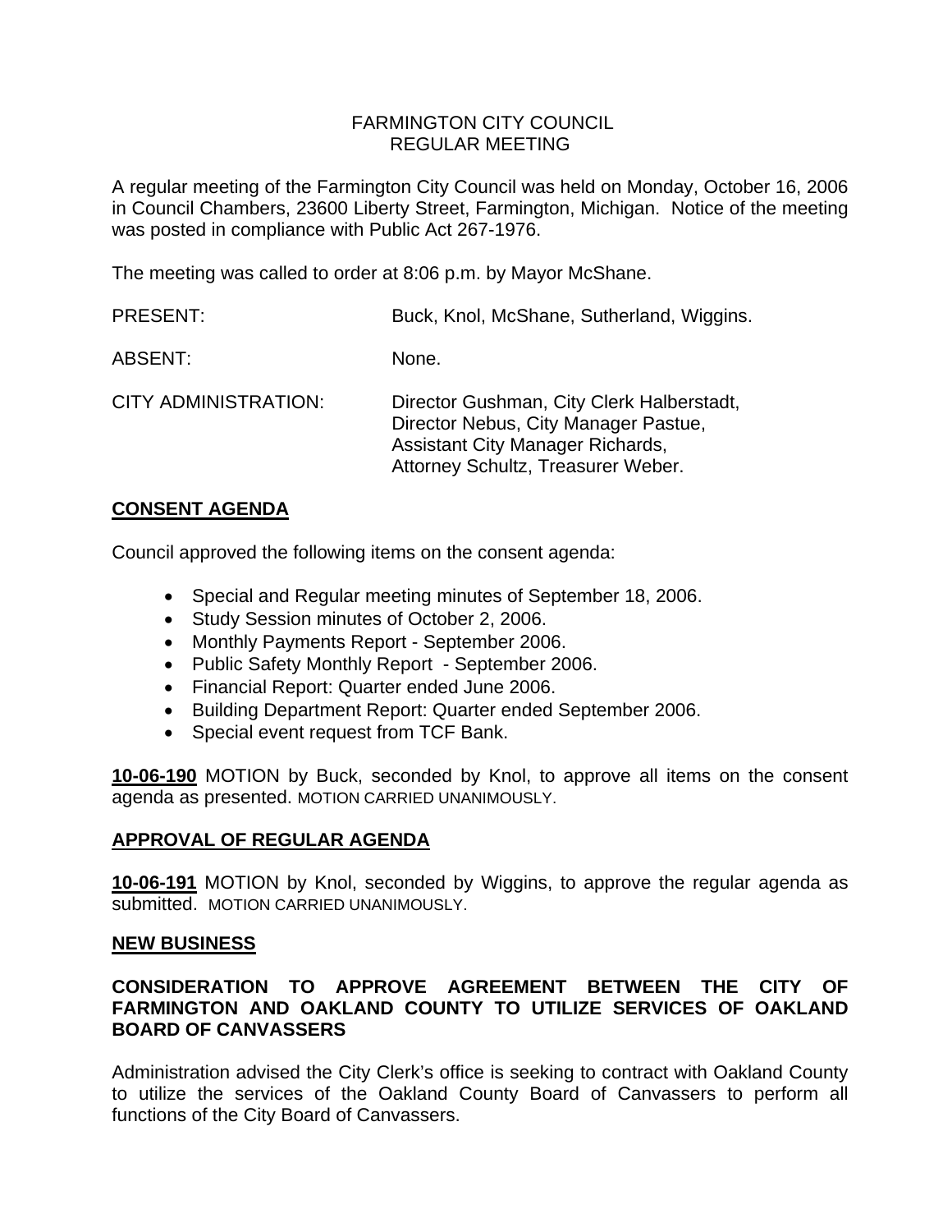# FARMINGTON CITY COUNCIL
## REGULAR MEETING

A regular meeting of the Farmington City Council was held on Monday, October 16, 2006 in Council Chambers, 23600 Liberty Street, Farmington, Michigan. Notice of the meeting was posted in compliance with Public Act 267-1976.

The meeting was called to order at 8:06 p.m. by Mayor McShane.

| | |
|---|---|
| PRESENT: | Buck, Knol, McShane, Sutherland, Wiggins. |
| ABSENT: | None. |
| CITY ADMINISTRATION: | Director Gushman, City Clerk Halberstadt, Director Nebus, City Manager Pastue, Assistant City Manager Richards, Attorney Schultz, Treasurer Weber. |

## CONSENT AGENDA

Council approved the following items on the consent agenda:

- Special and Regular meeting minutes of September 18, 2006.
- Study Session minutes of October 2, 2006.
- Monthly Payments Report - September 2006.
- Public Safety Monthly Report - September 2006.
- Financial Report: Quarter ended June 2006.
- Building Department Report: Quarter ended September 2006.
- Special event request from TCF Bank.

**10-06-190** MOTION by Buck, seconded by Knol, to approve all items on the consent agenda as presented. MOTION CARRIED UNANIMOUSLY.

## APPROVAL OF REGULAR AGENDA

**10-06-191** MOTION by Knol, seconded by Wiggins, to approve the regular agenda as submitted. MOTION CARRIED UNANIMOUSLY.

## NEW BUSINESS

### CONSIDERATION TO APPROVE AGREEMENT BETWEEN THE CITY OF FARMINGTON AND OAKLAND COUNTY TO UTILIZE SERVICES OF OAKLAND BOARD OF CANVASSERS

Administration advised the City Clerk's office is seeking to contract with Oakland County to utilize the services of the Oakland County Board of Canvassers to perform all functions of the City Board of Canvassers.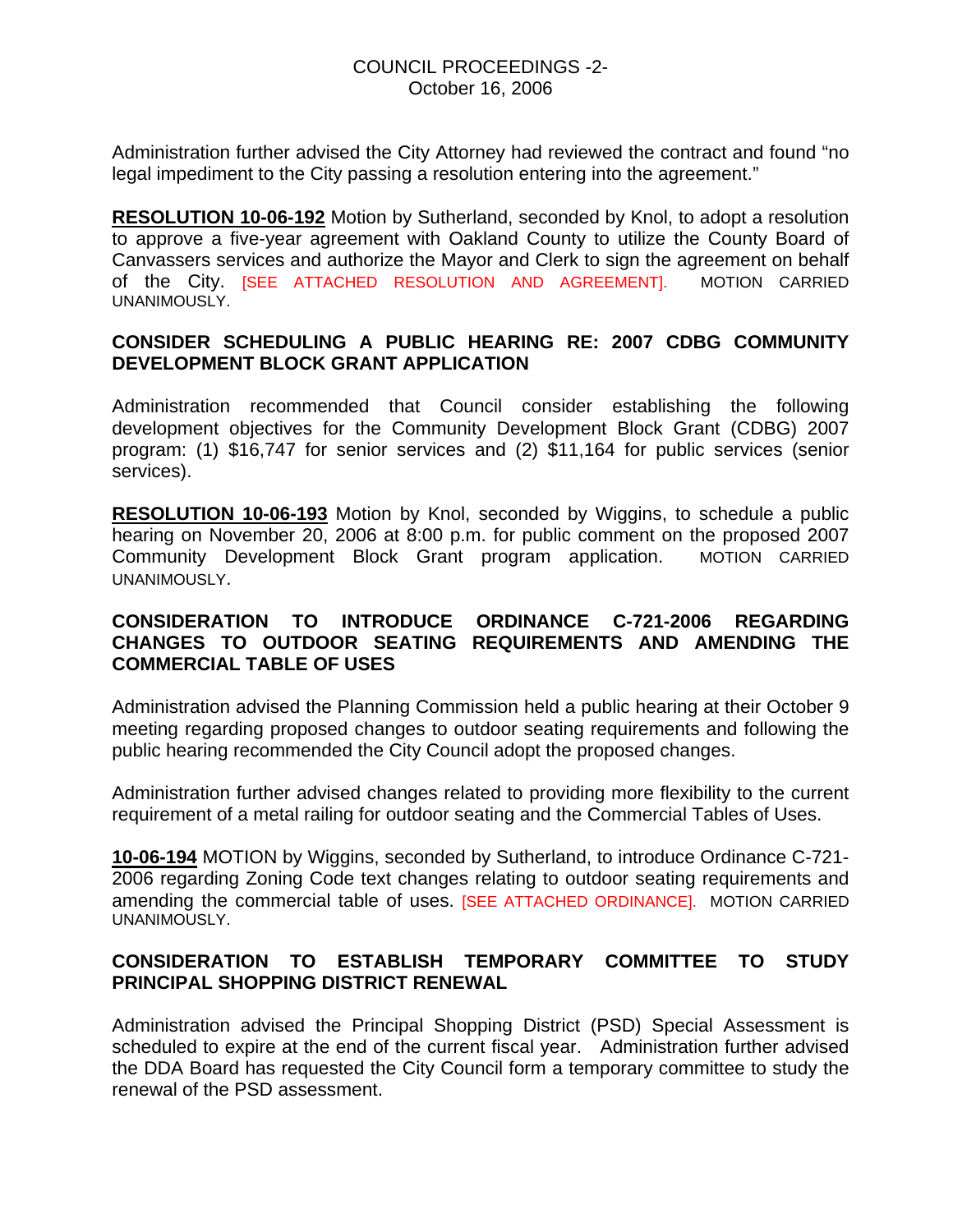Administration further advised the City Attorney had reviewed the contract and found "no legal impediment to the City passing a resolution entering into the agreement."

**RESOLUTION 10-06-192** Motion by Sutherland, seconded by Knol, to adopt a resolution to approve a five-year agreement with Oakland County to utilize the County Board of Canvassers services and authorize the Mayor and Clerk to sign the agreement on behalf of the City. [SEE ATTACHED RESOLUTION AND AGREEMENT]. MOTION CARRIED UNANIMOUSLY.

**CONSIDER SCHEDULING A PUBLIC HEARING RE: 2007 CDBG COMMUNITY DEVELOPMENT BLOCK GRANT APPLICATION**

Administration recommended that Council consider establishing the following development objectives for the Community Development Block Grant (CDBG) 2007 program: (1) $16,747 for senior services and (2) $11,164 for public services (senior services).

**RESOLUTION 10-06-193** Motion by Knol, seconded by Wiggins, to schedule a public hearing on November 20, 2006 at 8:00 p.m. for public comment on the proposed 2007 Community Development Block Grant program application. MOTION CARRIED UNANIMOUSLY.

**CONSIDERATION TO INTRODUCE ORDINANCE C-721-2006 REGARDING CHANGES TO OUTDOOR SEATING REQUIREMENTS AND AMENDING THE COMMERCIAL TABLE OF USES**

Administration advised the Planning Commission held a public hearing at their October 9 meeting regarding proposed changes to outdoor seating requirements and following the public hearing recommended the City Council adopt the proposed changes.

Administration further advised changes related to providing more flexibility to the current requirement of a metal railing for outdoor seating and the Commercial Tables of Uses.

**10-06-194** MOTION by Wiggins, seconded by Sutherland, to introduce Ordinance C-721-2006 regarding Zoning Code text changes relating to outdoor seating requirements and amending the commercial table of uses. [SEE ATTACHED ORDINANCE]. MOTION CARRIED UNANIMOUSLY.

**CONSIDERATION TO ESTABLISH TEMPORARY COMMITTEE TO STUDY PRINCIPAL SHOPPING DISTRICT RENEWAL**

Administration advised the Principal Shopping District (PSD) Special Assessment is scheduled to expire at the end of the current fiscal year. Administration further advised the DDA Board has requested the City Council form a temporary committee to study the renewal of the PSD assessment.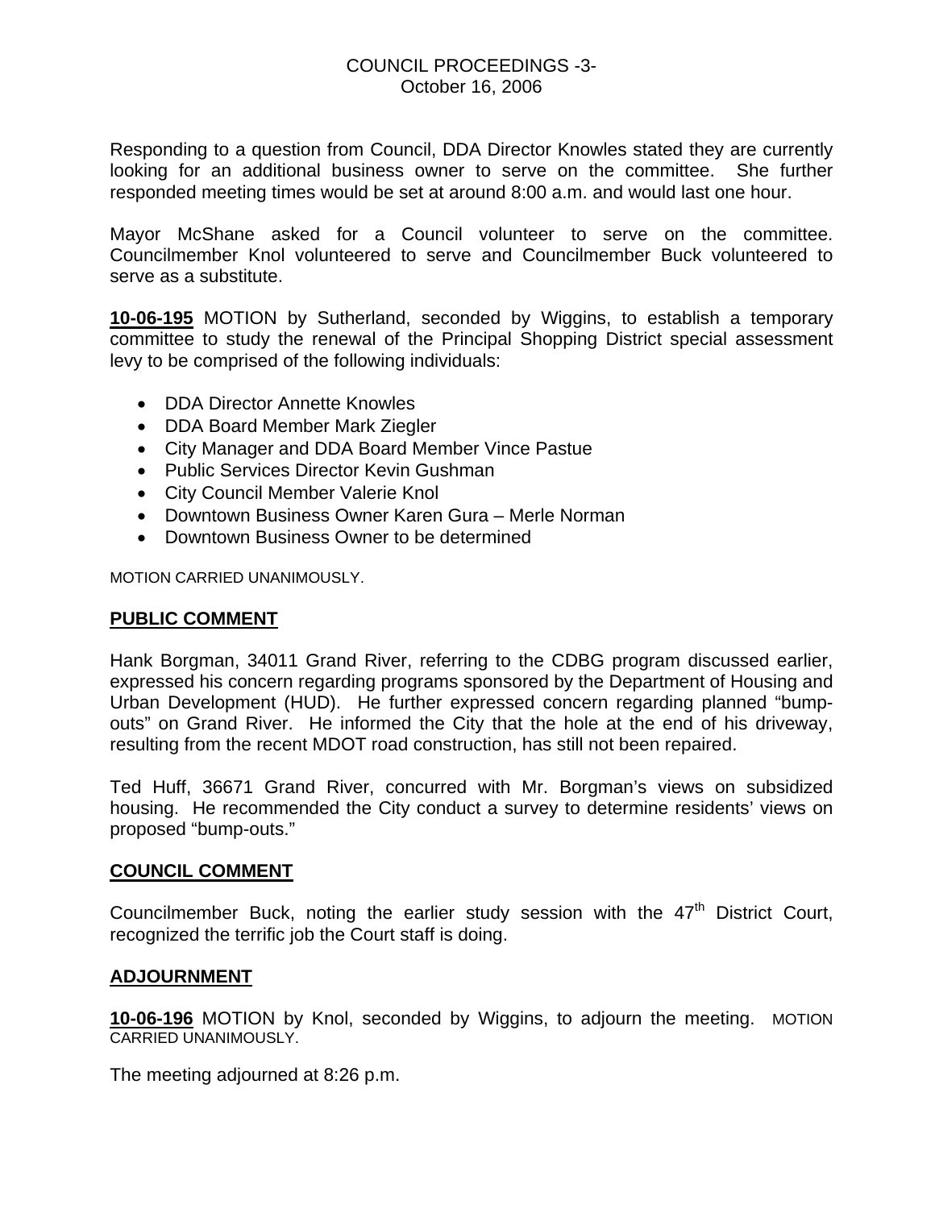Responding to a question from Council, DDA Director Knowles stated they are currently looking for an additional business owner to serve on the committee. She further responded meeting times would be set at around 8:00 a.m. and would last one hour.

Mayor McShane asked for a Council volunteer to serve on the committee. Councilmember Knol volunteered to serve and Councilmember Buck volunteered to serve as a substitute.

**10-06-195** MOTION by Sutherland, seconded by Wiggins, to establish a temporary committee to study the renewal of the Principal Shopping District special assessment levy to be comprised of the following individuals:

- DDA Director Annette Knowles
- DDA Board Member Mark Ziegler
- City Manager and DDA Board Member Vince Pastue
- Public Services Director Kevin Gushman
- City Council Member Valerie Knol
- Downtown Business Owner Karen Gura – Merle Norman
- Downtown Business Owner to be determined

MOTION CARRIED UNANIMOUSLY.

## PUBLIC COMMENT

Hank Borgman, 34011 Grand River, referring to the CDBG program discussed earlier, expressed his concern regarding programs sponsored by the Department of Housing and Urban Development (HUD). He further expressed concern regarding planned "bump-outs" on Grand River. He informed the City that the hole at the end of his driveway, resulting from the recent MDOT road construction, has still not been repaired.

Ted Huff, 36671 Grand River, concurred with Mr. Borgman's views on subsidized housing. He recommended the City conduct a survey to determine residents' views on proposed "bump-outs."

## COUNCIL COMMENT

Councilmember Buck, noting the earlier study session with the 47th District Court, recognized the terrific job the Court staff is doing.

## ADJOURNMENT

**10-06-196** MOTION by Knol, seconded by Wiggins, to adjourn the meeting. MOTION CARRIED UNANIMOUSLY.

The meeting adjourned at 8:26 p.m.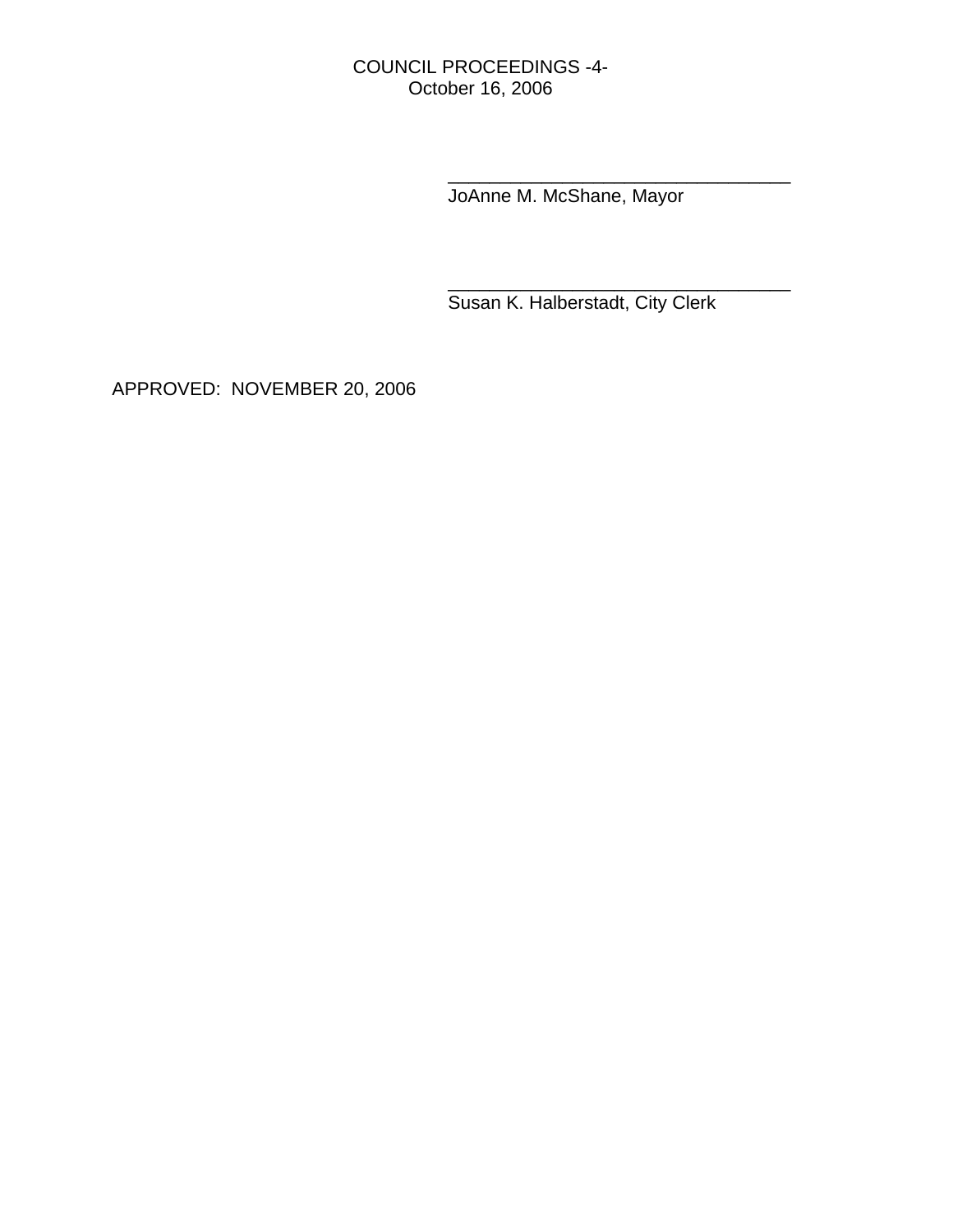\_\_\_\_\_\_\_\_\_\_\_\_\_\_\_\_\_\_\_\_\_\_\_\_\_\_\_\_\_\_\_\_\_\_
JoAnne M. McShane, Mayor

\_\_\_\_\_\_\_\_\_\_\_\_\_\_\_\_\_\_\_\_\_\_\_\_\_\_\_\_\_\_\_\_\_\_
Susan K. Halberstadt, City Clerk

APPROVED: NOVEMBER 20, 2006